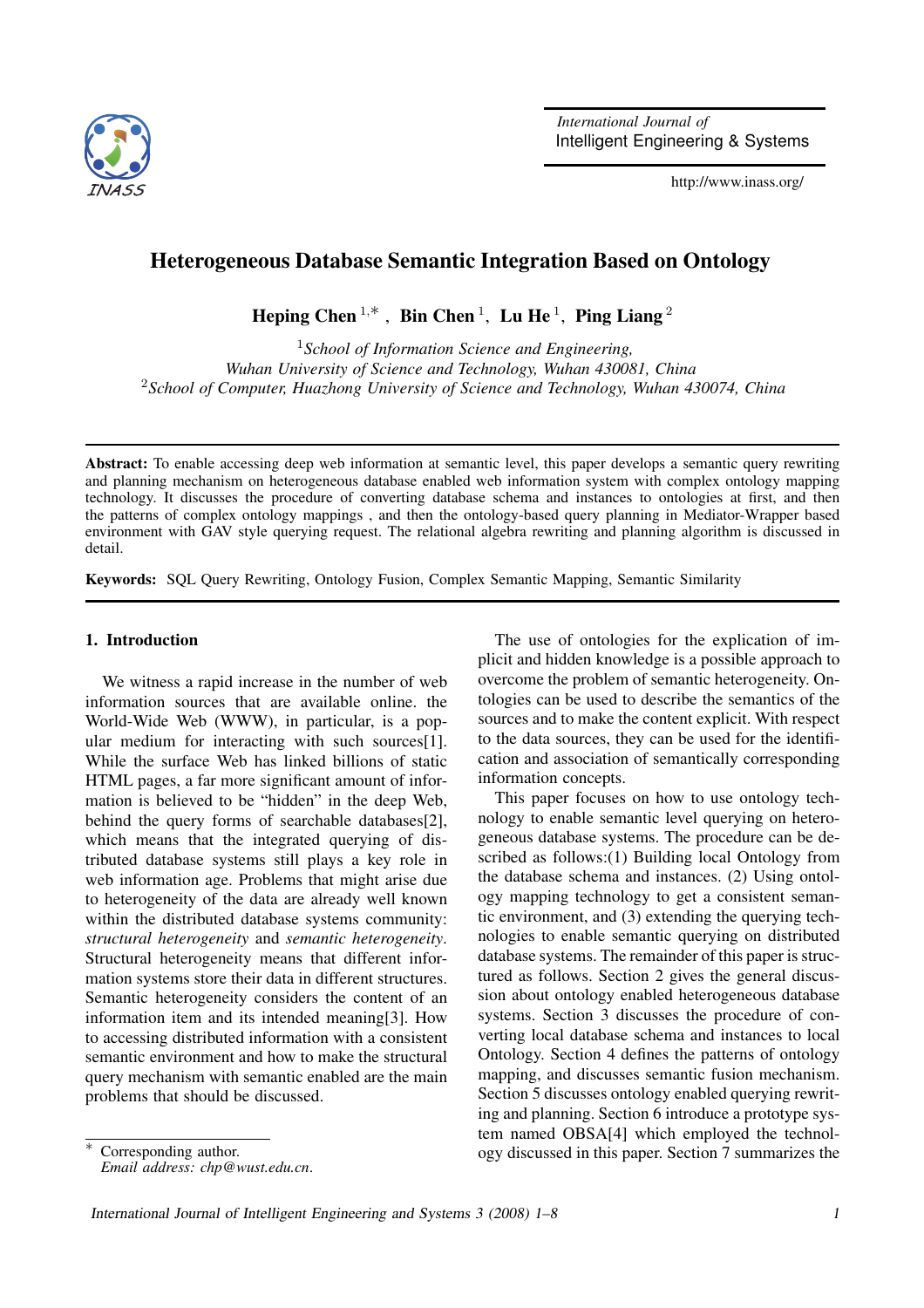# Heterogeneous Database Semantic Integration Based on Ontology

**Heping Chen** [1,*], **Bin Chen** [1], **Lu He** [1], **Ping Liang** [2]

[1] *School of Information Science and Engineering, Wuhan University of Science and Technology, Wuhan 430081, China*
[2] *School of Computer, Huazhong University of Science and Technology, Wuhan 430074, China*

---

**Abstract:** To enable accessing deep web information at semantic level, this paper develops a semantic query rewriting and planning mechanism on heterogeneous database enabled web information system with complex ontology mapping technology. It discusses the procedure of converting database schema and instances to ontologies at first, and then the patterns of complex ontology mappings , and then the ontology-based query planning in Mediator-Wrapper based environment with GAV style querying request. The relational algebra rewriting and planning algorithm is discussed in detail.

**Keywords:** SQL Query Rewriting, Ontology Fusion, Complex Semantic Mapping, Semantic Similarity

---

## 1. Introduction

We witness a rapid increase in the number of web information sources that are available online. the World-Wide Web (WWW), in particular, is a popular medium for interacting with such sources[1]. While the surface Web has linked billions of static HTML pages, a far more significant amount of information is believed to be "hidden" in the deep Web, behind the query forms of searchable databases[2], which means that the integrated querying of distributed database systems still plays a key role in web information age. Problems that might arise due to heterogeneity of the data are already well known within the distributed database systems community: *structural heterogeneity* and *semantic heterogeneity*. Structural heterogeneity means that different information systems store their data in different structures. Semantic heterogeneity considers the content of an information item and its intended meaning[3]. How to accessing distributed information with a consistent semantic environment and how to make the structural query mechanism with semantic enabled are the main problems that should be discussed.

The use of ontologies for the explication of implicit and hidden knowledge is a possible approach to overcome the problem of semantic heterogeneity. Ontologies can be used to describe the semantics of the sources and to make the content explicit. With respect to the data sources, they can be used for the identification and association of semantically corresponding information concepts.

This paper focuses on how to use ontology technology to enable semantic level querying on heterogeneous database systems. The procedure can be described as follows:(1) Building local Ontology from the database schema and instances. (2) Using ontology mapping technology to get a consistent semantic environment, and (3) extending the querying technologies to enable semantic querying on distributed database systems. The remainder of this paper is structured as follows. Section 2 gives the general discussion about ontology enabled heterogeneous database systems. Section 3 discusses the procedure of converting local database schema and instances to local Ontology. Section 4 defines the patterns of ontology mapping, and discusses semantic fusion mechanism. Section 5 discusses ontology enabled querying rewriting and planning. Section 6 introduce a prototype system named OBSA[4] which employed the technology discussed in this paper. Section 7 summarizes the

---

[*] Corresponding author.
*Email address: chp@wust.edu.cn.*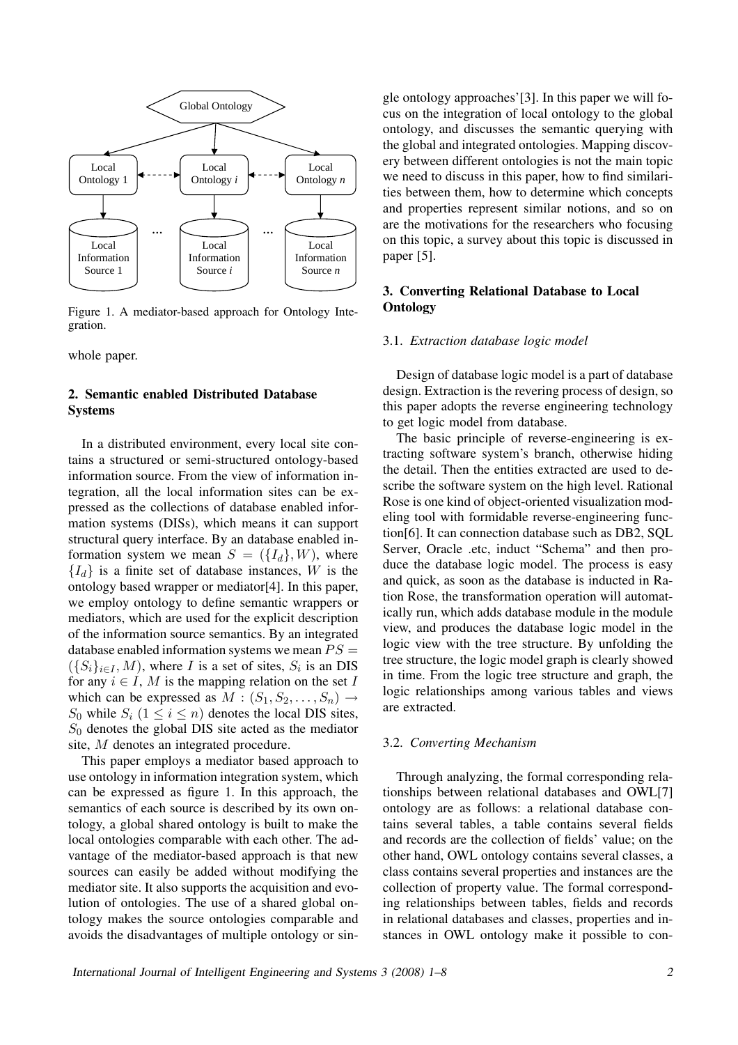Figure 1. A mediator-based approach for Ontology Integration.

whole paper.

## 2. Semantic enabled Distributed Database Systems

In a distributed environment, every local site contains a structured or semi-structured ontology-based information source. From the view of information integration, all the local information sites can be expressed as the collections of database enabled information systems (DISs), which means it can support structural query interface. By an database enabled information system we mean $S = (\{I_d\}, W)$, where $\{I_d\}$ is a finite set of database instances, $W$ is the ontology based wrapper or mediator[4]. In this paper, we employ ontology to define semantic wrappers or mediators, which are used for the explicit description of the information source semantics. By an integrated database enabled information systems we mean $PS = (\{S_i\}_{i \in I}, M)$, where $I$ is a set of sites, $S_i$ is an DIS for any $i \in I$, $M$ is the mapping relation on the set $I$ which can be expressed as $M : (S_1, S_2, \ldots, S_n) \rightarrow S_0$ while $S_i$ $(1 \leq i \leq n)$ denotes the local DIS sites, $S_0$ denotes the global DIS site acted as the mediator site, $M$ denotes an integrated procedure.

This paper employs a mediator based approach to use ontology in information integration system, which can be expressed as figure 1. In this approach, the semantics of each source is described by its own ontology, a global shared ontology is built to make the local ontologies comparable with each other. The advantage of the mediator-based approach is that new sources can easily be added without modifying the mediator site. It also supports the acquisition and evolution of ontologies. The use of a shared global ontology makes the source ontologies comparable and avoids the disadvantages of multiple ontology or single ontology approaches'[3]. In this paper we will focus on the integration of local ontology to the global ontology, and discusses the semantic querying with the global and integrated ontologies. Mapping discovery between different ontologies is not the main topic we need to discuss in this paper, how to find similarities between them, how to determine which concepts and properties represent similar notions, and so on are the motivations for the researchers who focusing on this topic, a survey about this topic is discussed in paper [5].

## 3. Converting Relational Database to Local Ontology

### 3.1. *Extraction database logic model*

Design of database logic model is a part of database design. Extraction is the revering process of design, so this paper adopts the reverse engineering technology to get logic model from database.

The basic principle of reverse-engineering is extracting software system's branch, otherwise hiding the detail. Then the entities extracted are used to describe the software system on the high level. Rational Rose is one kind of object-oriented visualization modeling tool with formidable reverse-engineering function[6]. It can connection database such as DB2, SQL Server, Oracle .etc, induct "Schema" and then produce the database logic model. The process is easy and quick, as soon as the database is inducted in Ration Rose, the transformation operation will automatically run, which adds database module in the module view, and produces the database logic model in the logic view with the tree structure. By unfolding the tree structure, the logic model graph is clearly showed in time. From the logic tree structure and graph, the logic relationships among various tables and views are extracted.

### 3.2. *Converting Mechanism*

Through analyzing, the formal corresponding relationships between relational databases and OWL[7] ontology are as follows: a relational database contains several tables, a table contains several fields and records are the collection of fields' value; on the other hand, OWL ontology contains several classes, a class contains several properties and instances are the collection of property value. The formal corresponding relationships between tables, fields and records in relational databases and classes, properties and instances in OWL ontology make it possible to con-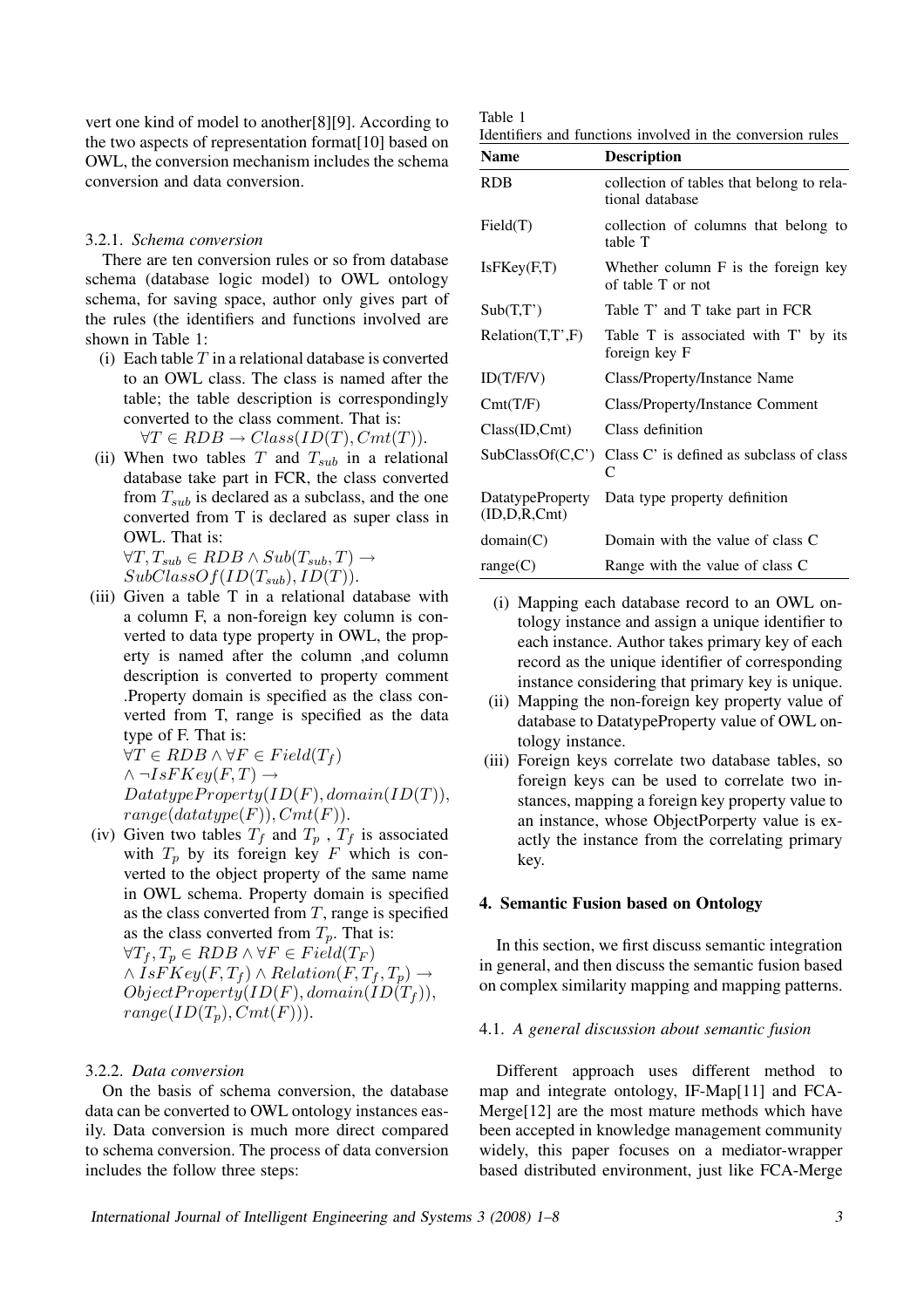vert one kind of model to another[8][9]. According to the two aspects of representation format[10] based on OWL, the conversion mechanism includes the schema conversion and data conversion.

#### 3.2.1. *Schema conversion*

There are ten conversion rules or so from database schema (database logic model) to OWL ontology schema, for saving space, author only gives part of the rules (the identifiers and functions involved are shown in Table 1:

(i) Each table $T$ in a relational database is converted to an OWL class. The class is named after the table; the table description is correspondingly converted to the class comment. That is:
$\forall T \in RDB \rightarrow Class(ID(T), Cmt(T))$.

(ii) When two tables $T$ and $T_{sub}$ in a relational database take part in FCR, the class converted from $T_{sub}$ is declared as a subclass, and the one converted from T is declared as super class in OWL. That is:
$\forall T, T_{sub} \in RDB \wedge Sub(T_{sub}, T) \rightarrow SubClassOf(ID(T_{sub}), ID(T))$.

(iii) Given a table T in a relational database with a column F, a non-foreign key column is converted to data type property in OWL, the property is named after the column ,and column description is converted to property comment .Property domain is specified as the class converted from T, range is specified as the data type of F. That is:
$\forall T \in RDB \wedge \forall F \in Field(T_f) \wedge \neg IsFKey(F,T) \rightarrow DatatypeProperty(ID(F), domain(ID(T)), range(datatype(F)), Cmt(F))$.

(iv) Given two tables $T_f$ and $T_p$ , $T_f$ is associated with $T_p$ by its foreign key $F$ which is converted to the object property of the same name in OWL schema. Property domain is specified as the class converted from $T$, range is specified as the class converted from $T_p$. That is:
$\forall T_f, T_p \in RDB \wedge \forall F \in Field(T_F) \wedge IsFKey(F, T_f) \wedge Relation(F, T_f, T_p) \rightarrow ObjectProperty(ID(F), domain(ID(T_f)), range(ID(T_p), Cmt(F)))$.

#### 3.2.2. *Data conversion*

On the basis of schema conversion, the database data can be converted to OWL ontology instances easily. Data conversion is much more direct compared to schema conversion. The process of data conversion includes the follow three steps:

Table 1
Identifiers and functions involved in the conversion rules

| Name | Description |
|---|---|
| RDB | collection of tables that belong to relational database |
| Field(T) | collection of columns that belong to table T |
| IsFKey(F,T) | Whether column F is the foreign key of table T or not |
| Sub(T,T') | Table T' and T take part in FCR |
| Relation(T,T',F) | Table T is associated with T' by its foreign key F |
| ID(T/F/V) | Class/Property/Instance Name |
| Cmt(T/F) | Class/Property/Instance Comment |
| Class(ID,Cmt) | Class definition |
| SubClassOf(C,C') | Class C' is defined as subclass of class C |
| DatatypeProperty (ID,D,R,Cmt) | Data type property definition |
| domain(C) | Domain with the value of class C |
| range(C) | Range with the value of class C |

(i) Mapping each database record to an OWL ontology instance and assign a unique identifier to each instance. Author takes primary key of each record as the unique identifier of corresponding instance considering that primary key is unique.

(ii) Mapping the non-foreign key property value of database to DatatypeProperty value of OWL ontology instance.

(iii) Foreign keys correlate two database tables, so foreign keys can be used to correlate two instances, mapping a foreign key property value to an instance, whose ObjectPorperty value is exactly the instance from the correlating primary key.

## 4. Semantic Fusion based on Ontology

In this section, we first discuss semantic integration in general, and then discuss the semantic fusion based on complex similarity mapping and mapping patterns.

### 4.1. *A general discussion about semantic fusion*

Different approach uses different method to map and integrate ontology, IF-Map[11] and FCA-Merge[12] are the most mature methods which have been accepted in knowledge management community widely, this paper focuses on a mediator-wrapper based distributed environment, just like FCA-Merge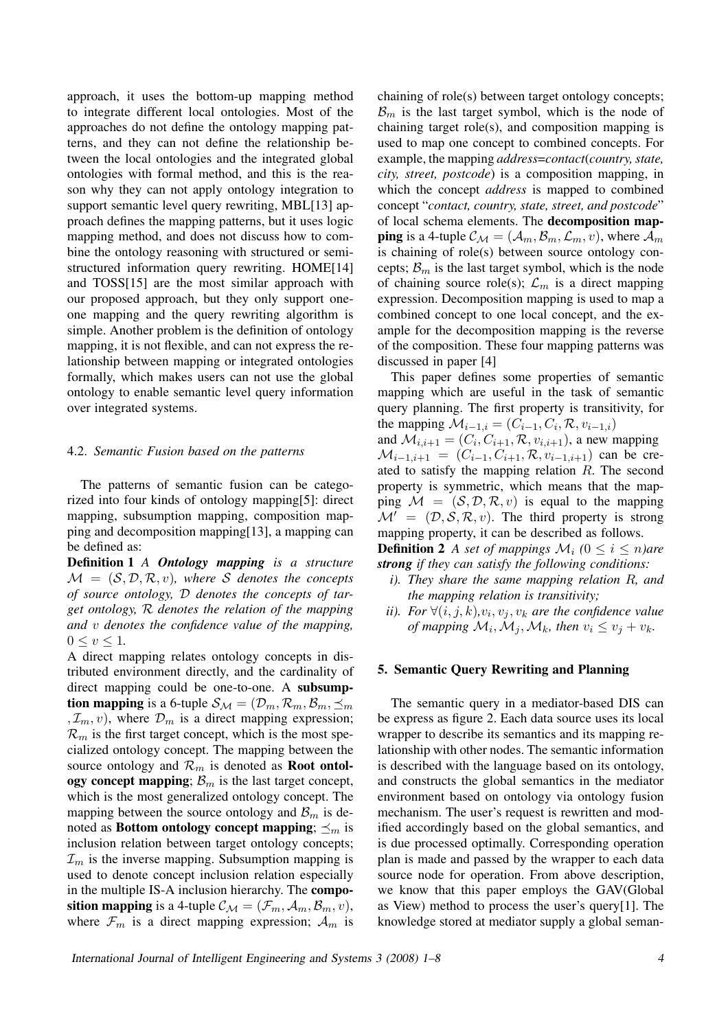approach, it uses the bottom-up mapping method to integrate different local ontologies. Most of the approaches do not define the ontology mapping patterns, and they can not define the relationship between the local ontologies and the integrated global ontologies with formal method, and this is the reason why they can not apply ontology integration to support semantic level query rewriting, MBL[13] approach defines the mapping patterns, but it uses logic mapping method, and does not discuss how to combine the ontology reasoning with structured or semi-structured information query rewriting. HOME[14] and TOSS[15] are the most similar approach with our proposed approach, but they only support one-one mapping and the query rewriting algorithm is simple. Another problem is the definition of ontology mapping, it is not flexible, and can not express the relationship between mapping or integrated ontologies formally, which makes users can not use the global ontology to enable semantic level query information over integrated systems.

### 4.2. *Semantic Fusion based on the patterns*

The patterns of semantic fusion can be categorized into four kinds of ontology mapping[5]: direct mapping, subsumption mapping, composition mapping and decomposition mapping[13], a mapping can be defined as:

**Definition 1** *A **Ontology mapping** is a structure $\mathcal{M} = (\mathcal{S}, \mathcal{D}, \mathcal{R}, v)$, where $\mathcal{S}$ denotes the concepts of source ontology, $\mathcal{D}$ denotes the concepts of target ontology, $\mathcal{R}$ denotes the relation of the mapping and $v$ denotes the confidence value of the mapping, $0 \leq v \leq 1$.*

A direct mapping relates ontology concepts in distributed environment directly, and the cardinality of direct mapping could be one-to-one. A **subsumption mapping** is a 6-tuple $\mathcal{S}_{\mathcal{M}} = (\mathcal{D}_m, \mathcal{R}_m, \mathcal{B}_m, \preceq_m, \mathcal{I}_m, v)$, where $\mathcal{D}_m$ is a direct mapping expression; $\mathcal{R}_m$ is the first target concept, which is the most specialized ontology concept. The mapping between the source ontology and $\mathcal{R}_m$ is denoted as **Root ontology concept mapping**; $\mathcal{B}_m$ is the last target concept, which is the most generalized ontology concept. The mapping between the source ontology and $\mathcal{B}_m$ is denoted as **Bottom ontology concept mapping**; $\preceq_m$ is inclusion relation between target ontology concepts; $\mathcal{I}_m$ is the inverse mapping. Subsumption mapping is used to denote concept inclusion relation especially in the multiple IS-A inclusion hierarchy. The **composition mapping** is a 4-tuple $\mathcal{C}_{\mathcal{M}} = (\mathcal{F}_m, \mathcal{A}_m, \mathcal{B}_m, v)$, where $\mathcal{F}_m$ is a direct mapping expression; $\mathcal{A}_m$ is chaining of role(s) between target ontology concepts; $\mathcal{B}_m$ is the last target symbol, which is the node of chaining target role(s), and composition mapping is used to map one concept to combined concepts. For example, the mapping *address=contact(country, state, city, street, postcode)* is a composition mapping, in which the concept *address* is mapped to combined concept "*contact, country, state, street, and postcode*" of local schema elements. The **decomposition mapping** is a 4-tuple $\mathcal{C}_{\mathcal{M}} = (\mathcal{A}_m, \mathcal{B}_m, \mathcal{L}_m, v)$, where $\mathcal{A}_m$ is chaining of role(s) between source ontology concepts; $\mathcal{B}_m$ is the last target symbol, which is the node of chaining source role(s); $\mathcal{L}_m$ is a direct mapping expression. Decomposition mapping is used to map a combined concept to one local concept, and the example for the decomposition mapping is the reverse of the composition. These four mapping patterns was discussed in paper [4]

This paper defines some properties of semantic mapping which are useful in the task of semantic query planning. The first property is transitivity, for the mapping $\mathcal{M}_{i-1,i} = (C_{i-1}, C_i, \mathcal{R}, v_{i-1,i})$ and $\mathcal{M}_{i,i+1} = (C_i, C_{i+1}, \mathcal{R}, v_{i,i+1})$, a new mapping $\mathcal{M}_{i-1,i+1} = (C_{i-1}, C_{i+1}, \mathcal{R}, v_{i-1,i+1})$ can be created to satisfy the mapping relation $R$. The second property is symmetric, which means that the mapping $\mathcal{M} = (\mathcal{S}, \mathcal{D}, \mathcal{R}, v)$ is equal to the mapping $\mathcal{M}' = (\mathcal{D}, \mathcal{S}, \mathcal{R}, v)$. The third property is strong mapping property, it can be described as follows.

**Definition 2** *A set of mappings $\mathcal{M}_i$ ($0 \leq i \leq n$)are **strong** if they can satisfy the following conditions:*

- *i). They share the same mapping relation $R$, and the mapping relation is transitivity;*
- *ii). For $\forall(i, j, k)$,$v_i, v_j, v_k$ are the confidence value of mapping $\mathcal{M}_i, \mathcal{M}_j, \mathcal{M}_k$, then $v_i \leq v_j + v_k$.*

## 5. Semantic Query Rewriting and Planning

The semantic query in a mediator-based DIS can be express as figure 2. Each data source uses its local wrapper to describe its semantics and its mapping relationship with other nodes. The semantic information is described with the language based on its ontology, and constructs the global semantics in the mediator environment based on ontology via ontology fusion mechanism. The user's request is rewritten and modified accordingly based on the global semantics, and is due processed optimally. Corresponding operation plan is made and passed by the wrapper to each data source node for operation. From above description, we know that this paper employs the GAV(Global as View) method to process the user's query[1]. The knowledge stored at mediator supply a global seman-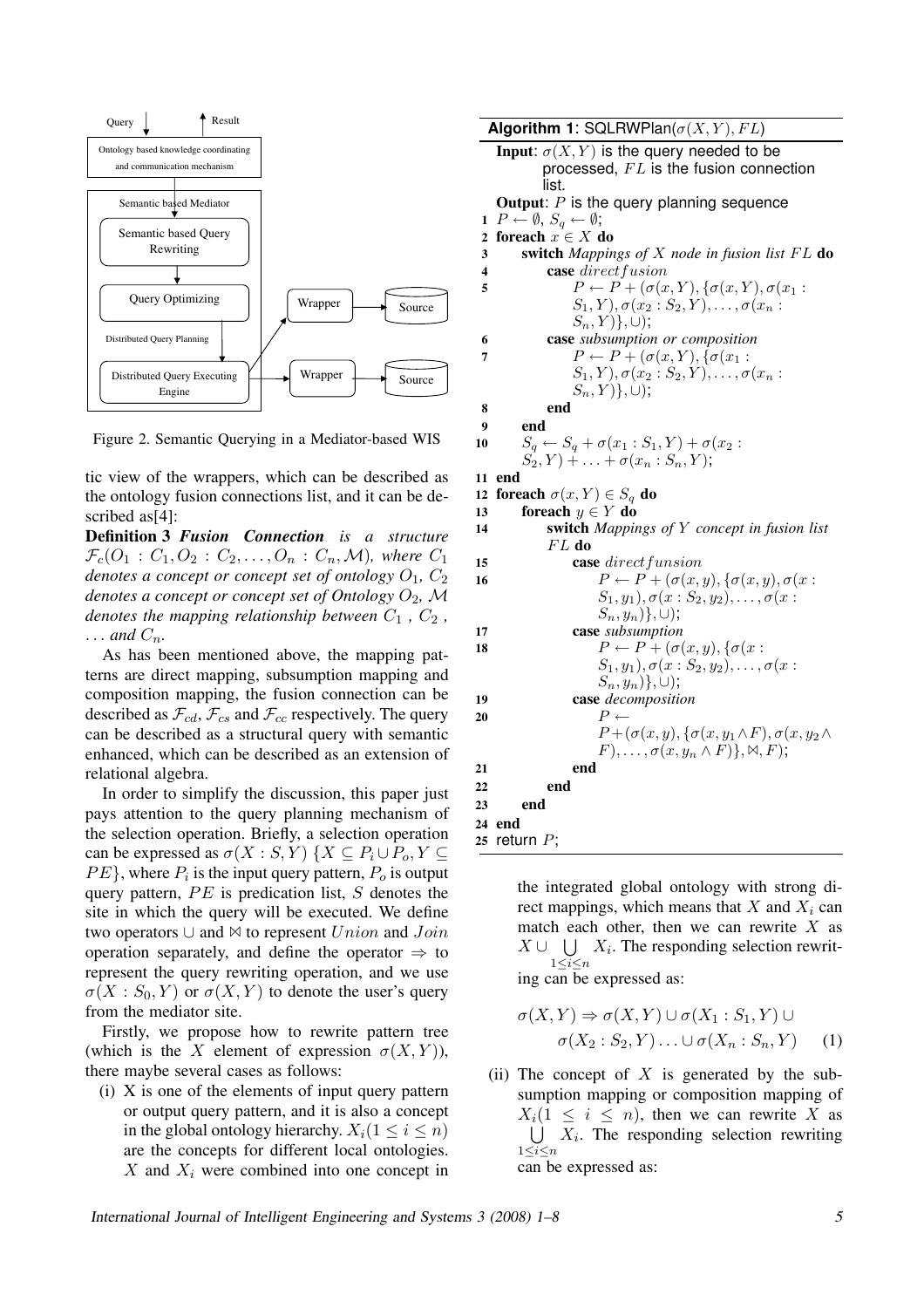Figure 2. Semantic Querying in a Mediator-based WIS

tic view of the wrappers, which can be described as the ontology fusion connections list, and it can be described as[4]:

**Definition 3** ***Fusion Connection*** *is a structure* $\mathcal{F}_c(O_1 : C_1, O_2 : C_2, \ldots, O_n : C_n, \mathcal{M})$*, where* $C_1$ *denotes a concept or concept set of ontology* $O_1$*,* $C_2$ *denotes a concept or concept set of Ontology* $O_2$*,* $\mathcal{M}$ *denotes the mapping relationship between* $C_1$ *,* $C_2$ *,* $\ldots$ *and* $C_n$*.*

As has been mentioned above, the mapping patterns are direct mapping, subsumption mapping and composition mapping, the fusion connection can be described as $\mathcal{F}_{cd}$, $\mathcal{F}_{cs}$ and $\mathcal{F}_{cc}$ respectively. The query can be described as a structural query with semantic enhanced, which can be described as an extension of relational algebra.

In order to simplify the discussion, this paper just pays attention to the query planning mechanism of the selection operation. Briefly, a selection operation can be expressed as $\sigma(X : S, Y)$ $\{X \subseteq P_i \cup P_o, Y \subseteq PE\}$, where $P_i$ is the input query pattern, $P_o$ is output query pattern, $PE$ is predication list, $S$ denotes the site in which the query will be executed. We define two operators $\cup$ and $\bowtie$ to represent $Union$ and $Join$ operation separately, and define the operator $\Rightarrow$ to represent the query rewriting operation, and we use $\sigma(X : S_0, Y)$ or $\sigma(X, Y)$ to denote the user's query from the mediator site.

Firstly, we propose how to rewrite pattern tree (which is the $X$ element of expression $\sigma(X, Y)$), there maybe several cases as follows:

(i) X is one of the elements of input query pattern or output query pattern, and it is also a concept in the global ontology hierarchy. $X_i (1 \leq i \leq n)$ are the concepts for different local ontologies. $X$ and $X_i$ were combined into one concept in the integrated global ontology with strong direct mappings, which means that $X$ and $X_i$ can match each other, then we can rewrite $X$ as $X \cup \bigcup_{1 \leq i \leq n} X_i$. The responding selection rewriting can be expressed as:

$$\sigma(X, Y) \Rightarrow \sigma(X, Y) \cup \sigma(X_1 : S_1, Y) \cup \sigma(X_2 : S_2, Y) \ldots \cup \sigma(X_n : S_n, Y) \quad (1)$$

(ii) The concept of $X$ is generated by the subsumption mapping or composition mapping of $X_i (1 \leq i \leq n)$, then we can rewrite $X$ as $\bigcup_{1 \leq i \leq n} X_i$. The responding selection rewriting can be expressed as:

**Algorithm 1**: SQLRWPlan($\sigma(X, Y)$, $FL$)

**Input**: $\sigma(X, Y)$ is the query needed to be processed, $FL$ is the fusion connection list.
**Output**: $P$ is the query planning sequence

```
1  P ← ∅, S_q ← ∅;
2  foreach x ∈ X do
3      switch Mappings of X node in fusion list FL do
4          case directfusion
5              P ← P + (σ(x,Y), {σ(x,Y), σ(x_1 : S_1, Y), σ(x_2 : S_2, Y), ..., σ(x_n : S_n, Y)}, ∪);
6          case subsumption or composition
7              P ← P + (σ(x,Y), {σ(x_1 : S_1, Y), σ(x_2 : S_2, Y), ..., σ(x_n : S_n, Y)}, ∪);
8          end
9      end
10     S_q ← S_q + σ(x_1 : S_1, Y) + σ(x_2 : S_2, Y) + ... + σ(x_n : S_n, Y);
11 end
12 foreach σ(x,Y) ∈ S_q do
13     foreach y ∈ Y do
14         switch Mappings of Y concept in fusion list FL do
15             case directfunsion
16                 P ← P + (σ(x,y), {σ(x,y), σ(x : S_1, y_1), σ(x : S_2, y_2), ..., σ(x : S_n, y_n)}, ∪);
17             case subsumption
18                 P ← P + (σ(x,y), {σ(x : S_1, y_1), σ(x : S_2, y_2), ..., σ(x : S_n, y_n)}, ∪);
19             case decomposition
20                 P ← P + (σ(x,y), {σ(x, y_1 ∧ F), σ(x, y_2 ∧ F), ..., σ(x, y_n ∧ F)}, ⋈, F);
21             end
22         end
23     end
24 end
25 return P;
```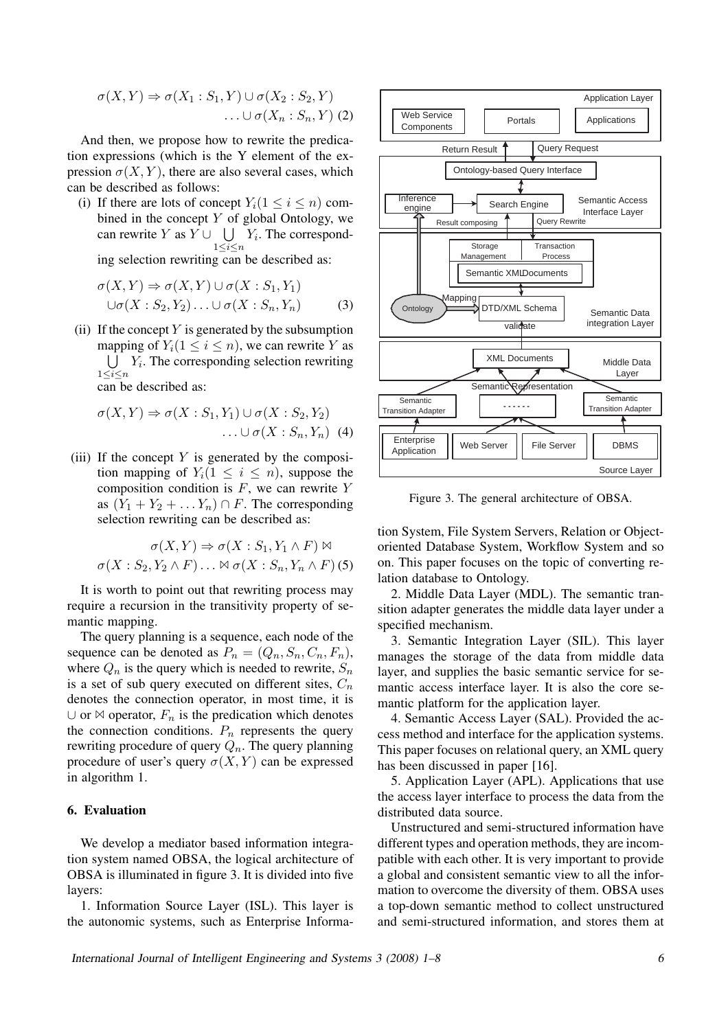$$\sigma(X,Y) \Rightarrow \sigma(X_1:S_1,Y) \cup \sigma(X_2:S_2,Y) \\ \ldots \cup \sigma(X_n:S_n,Y) \quad (2)$$

And then, we propose how to rewrite the predication expressions (which is the Y element of the expression $\sigma(X,Y)$, there are also several cases, which can be described as follows:

(i) If there are lots of concept $Y_i (1 \leq i \leq n)$ combined in the concept $Y$ of global Ontology, we can rewrite $Y$ as $Y \cup \bigcup_{1 \leq i \leq n} Y_i$. The corresponding selection rewriting can be described as:

$$\sigma(X,Y) \Rightarrow \sigma(X,Y) \cup \sigma(X:S_1,Y_1) \\ \cup \sigma(X:S_2,Y_2) \ldots \cup \sigma(X:S_n,Y_n) \quad (3)$$

(ii) If the concept $Y$ is generated by the subsumption mapping of $Y_i (1 \leq i \leq n)$, we can rewrite $Y$ as $\bigcup_{1 \leq i \leq n} Y_i$. The corresponding selection rewriting can be described as:

$$\sigma(X,Y) \Rightarrow \sigma(X:S_1,Y_1) \cup \sigma(X:S_2,Y_2) \\ \ldots \cup \sigma(X:S_n,Y_n) \quad (4)$$

(iii) If the concept $Y$ is generated by the composition mapping of $Y_i (1 \leq i \leq n)$, suppose the composition condition is $F$, we can rewrite $Y$ as $(Y_1 + Y_2 + \ldots Y_n) \cap F$. The corresponding selection rewriting can be described as:

$$\sigma(X,Y) \Rightarrow \sigma(X:S_1, Y_1 \wedge F) \bowtie \\ \sigma(X:S_2, Y_2 \wedge F) \ldots \bowtie \sigma(X:S_n, Y_n \wedge F) \quad (5)$$

It is worth to point out that rewriting process may require a recursion in the transitivity property of semantic mapping.

The query planning is a sequence, each node of the sequence can be denoted as $P_n = (Q_n, S_n, C_n, F_n)$, where $Q_n$ is the query which is needed to rewrite, $S_n$ is a set of sub query executed on different sites, $C_n$ denotes the connection operator, in most time, it is $\cup$ or $\bowtie$ operator, $F_n$ is the predication which denotes the connection conditions. $P_n$ represents the query rewriting procedure of query $Q_n$. The query planning procedure of user's query $\sigma(X,Y)$ can be expressed in algorithm 1.

### 6. Evaluation

We develop a mediator based information integration system named OBSA, the logical architecture of OBSA is illuminated in figure 3. It is divided into five layers:

1. Information Source Layer (ISL). This layer is the autonomic systems, such as Enterprise Information System, File System Servers, Relation or Object-oriented Database System, Workflow System and so on. This paper focuses on the topic of converting relation database to Ontology.

Figure 3. The general architecture of OBSA.

2. Middle Data Layer (MDL). The semantic transition adapter generates the middle data layer under a specified mechanism.

3. Semantic Integration Layer (SIL). This layer manages the storage of the data from middle data layer, and supplies the basic semantic service for semantic access interface layer. It is also the core semantic platform for the application layer.

4. Semantic Access Layer (SAL). Provided the access method and interface for the application systems. This paper focuses on relational query, an XML query has been discussed in paper [16].

5. Application Layer (APL). Applications that use the access layer interface to process the data from the distributed data source.

Unstructured and semi-structured information have different types and operation methods, they are incompatible with each other. It is very important to provide a global and consistent semantic view to all the information to overcome the diversity of them. OBSA uses a top-down semantic method to collect unstructured and semi-structured information, and stores them at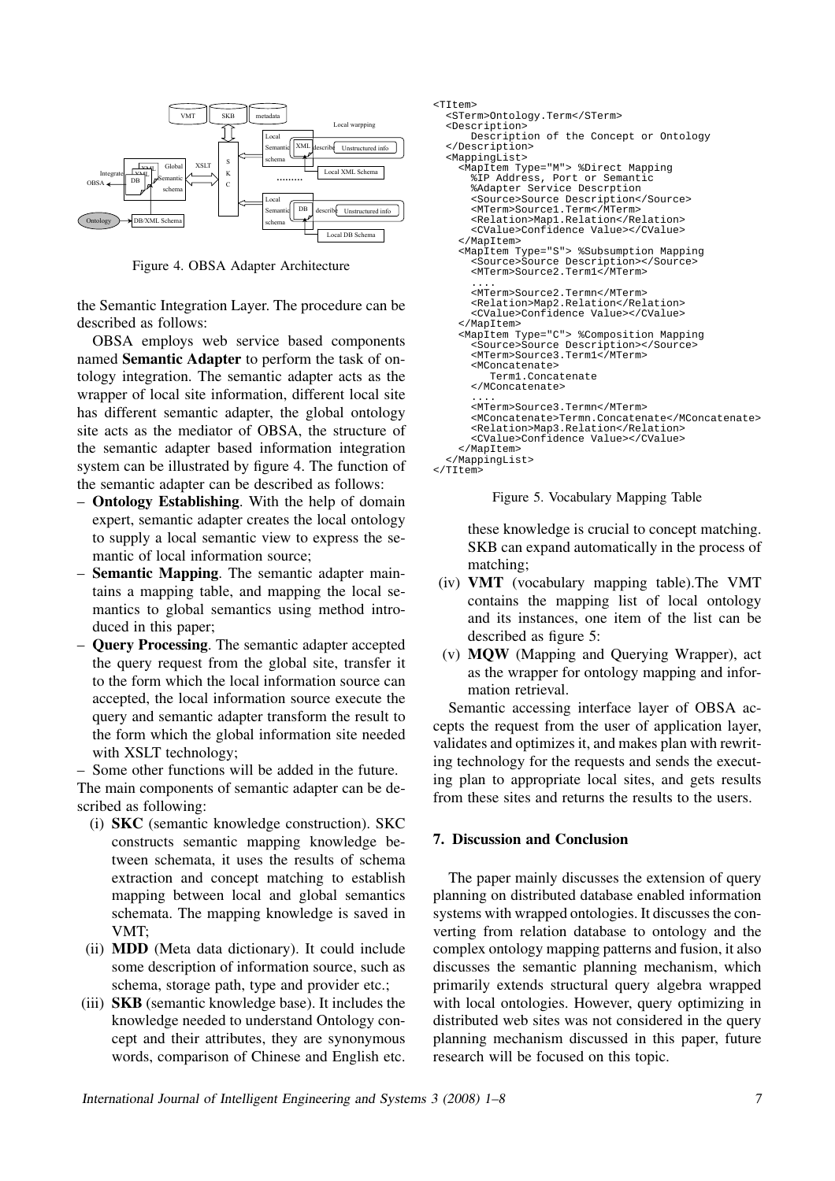Figure 4. OBSA Adapter Architecture

the Semantic Integration Layer. The procedure can be described as follows:

OBSA employs web service based components named **Semantic Adapter** to perform the task of ontology integration. The semantic adapter acts as the wrapper of local site information, different local site has different semantic adapter, the global ontology site acts as the mediator of OBSA, the structure of the semantic adapter based information integration system can be illustrated by figure 4. The function of the semantic adapter can be described as follows:

- **Ontology Establishing**. With the help of domain expert, semantic adapter creates the local ontology to supply a local semantic view to express the semantic of local information source;
- **Semantic Mapping**. The semantic adapter maintains a mapping table, and mapping the local semantics to global semantics using method introduced in this paper;
- **Query Processing**. The semantic adapter accepted the query request from the global site, transfer it to the form which the local information source can accepted, the local information source execute the query and semantic adapter transform the result to the form which the global information site needed with XSLT technology;
- Some other functions will be added in the future.

The main components of semantic adapter can be described as following:

(i) **SKC** (semantic knowledge construction). SKC constructs semantic mapping knowledge between schemata, it uses the results of schema extraction and concept matching to establish mapping between local and global semantics schemata. The mapping knowledge is saved in VMT;

(ii) **MDD** (Meta data dictionary). It could include some description of information source, such as schema, storage path, type and provider etc.;

(iii) **SKB** (semantic knowledge base). It includes the knowledge needed to understand Ontology concept and their attributes, they are synonymous words, comparison of Chinese and English etc. these knowledge is crucial to concept matching. SKB can expand automatically in the process of matching;

(iv) **VMT** (vocabulary mapping table).The VMT contains the mapping list of local ontology and its instances, one item of the list can be described as figure 5:

```
<TItem>
  <STerm>Ontology.Term</STerm>
  <Description>
      Description of the Concept or Ontology
  </Description>
  <MappingList>
    <MapItem Type="M"> %Direct Mapping
      %IP Address, Port or Semantic
      %Adapter Service Descrption
      <Source>Source Description</Source>
      <MTerm>Source1.Term</MTerm>
      <Relation>Map1.Relation</Relation>
      <CValue>Confidence Value></CValue>
    </MapItem>
    <MapItem Type="S"> %Subsumption Mapping
      <Source>Source Description></Source>
      <MTerm>Source2.Term1</MTerm>
      ....
      <MTerm>Source2.Termn</MTerm>
      <Relation>Map2.Relation</Relation>
      <CValue>Confidence Value></CValue>
    </MapItem>
    <MapItem Type="C"> %Composition Mapping
      <Source>Source Description></Source>
      <MTerm>Source3.Term1</MTerm>
      <MConcatenate>
         Term1.Concatenate
      </MConcatenate>
      ....
      <MTerm>Source3.Termn</MTerm>
      <MConcatenate>Termn.Concatenate</MConcatenate>
      <Relation>Map3.Relation</Relation>
      <CValue>Confidence Value></CValue>
    </MapItem>
  </MappingList>
</TItem>
```

Figure 5. Vocabulary Mapping Table

(v) **MQW** (Mapping and Querying Wrapper), act as the wrapper for ontology mapping and information retrieval.

Semantic accessing interface layer of OBSA accepts the request from the user of application layer, validates and optimizes it, and makes plan with rewriting technology for the requests and sends the executing plan to appropriate local sites, and gets results from these sites and returns the results to the users.

## 7. Discussion and Conclusion

The paper mainly discusses the extension of query planning on distributed database enabled information systems with wrapped ontologies. It discusses the converting from relation database to ontology and the complex ontology mapping patterns and fusion, it also discusses the semantic planning mechanism, which primarily extends structural query algebra wrapped with local ontologies. However, query optimizing in distributed web sites was not considered in the query planning mechanism discussed in this paper, future research will be focused on this topic.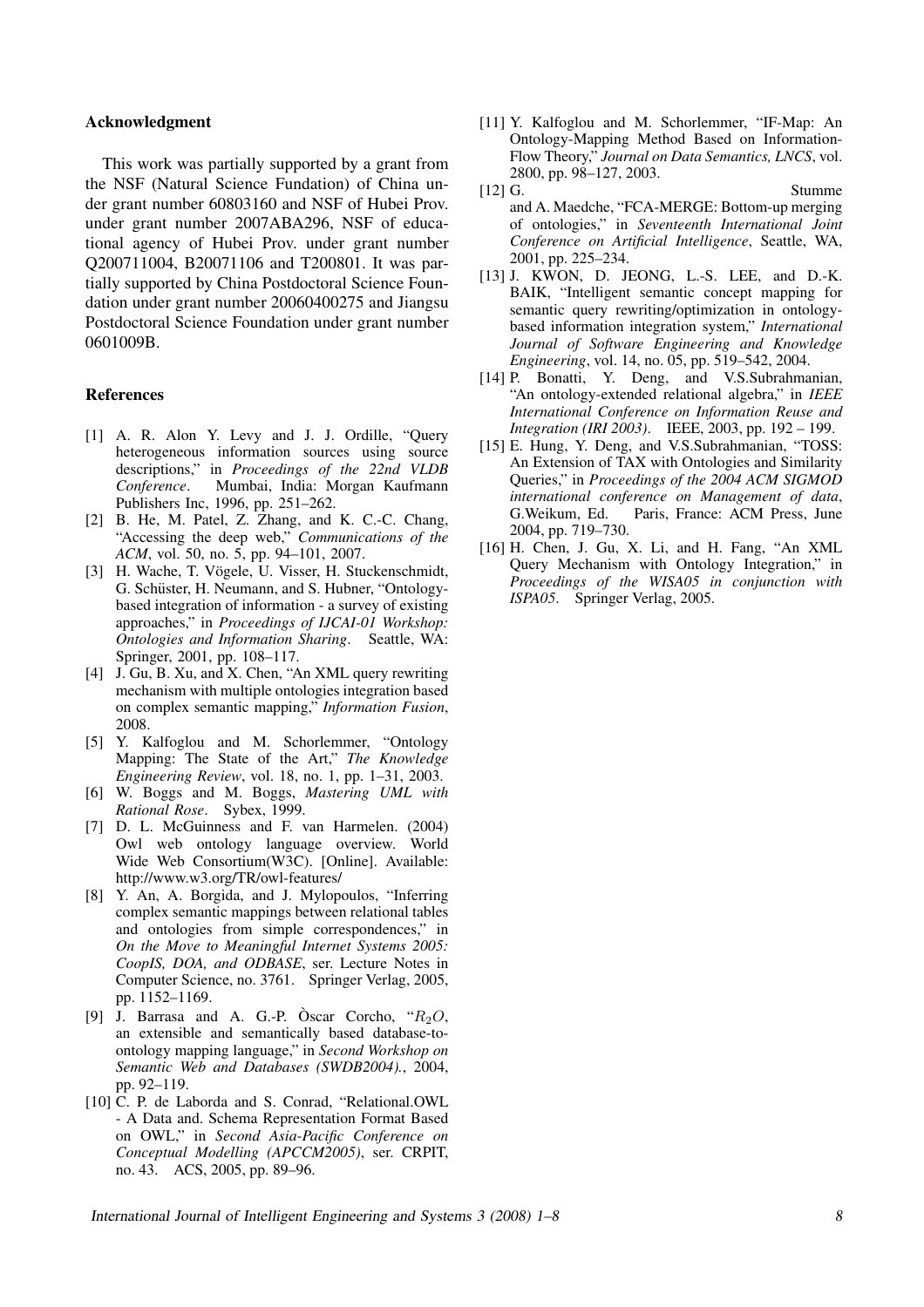### Acknowledgment

This work was partially supported by a grant from the NSF (Natural Science Fundation) of China under grant number 60803160 and NSF of Hubei Prov. under grant number 2007ABA296, NSF of educational agency of Hubei Prov. under grant number Q200711004, B20071106 and T200801. It was partially supported by China Postdoctoral Science Foundation under grant number 20060400275 and Jiangsu Postdoctoral Science Foundation under grant number 0601009B.

### References

[1] A. R. Alon Y. Levy and J. J. Ordille, "Query heterogeneous information sources using source descriptions," in *Proceedings of the 22nd VLDB Conference*. Mumbai, India: Morgan Kaufmann Publishers Inc, 1996, pp. 251–262.

[2] B. He, M. Patel, Z. Zhang, and K. C.-C. Chang, "Accessing the deep web," *Communications of the ACM*, vol. 50, no. 5, pp. 94–101, 2007.

[3] H. Wache, T. Vögele, U. Visser, H. Stuckenschmidt, G. Schüster, H. Neumann, and S. Hubner, "Ontology-based integration of information - a survey of existing approaches," in *Proceedings of IJCAI-01 Workshop: Ontologies and Information Sharing*. Seattle, WA: Springer, 2001, pp. 108–117.

[4] J. Gu, B. Xu, and X. Chen, "An XML query rewriting mechanism with multiple ontologies integration based on complex semantic mapping," *Information Fusion*, 2008.

[5] Y. Kalfoglou and M. Schorlemmer, "Ontology Mapping: The State of the Art," *The Knowledge Engineering Review*, vol. 18, no. 1, pp. 1–31, 2003.

[6] W. Boggs and M. Boggs, *Mastering UML with Rational Rose*. Sybex, 1999.

[7] D. L. McGuinness and F. van Harmelen. (2004) Owl web ontology language overview. World Wide Web Consortium(W3C). [Online]. Available: http://www.w3.org/TR/owl-features/

[8] Y. An, A. Borgida, and J. Mylopoulos, "Inferring complex semantic mappings between relational tables and ontologies from simple correspondences," in *On the Move to Meaningful Internet Systems 2005: CoopIS, DOA, and ODBASE*, ser. Lecture Notes in Computer Science, no. 3761. Springer Verlag, 2005, pp. 1152–1169.

[9] J. Barrasa and A. G.-P. Òscar Corcho, "$R_2O$, an extensible and semantically based database-to-ontology mapping language," in *Second Workshop on Semantic Web and Databases (SWDB2004).*, 2004, pp. 92–119.

[10] C. P. de Laborda and S. Conrad, "Relational.OWL - A Data and. Schema Representation Format Based on OWL," in *Second Asia-Pacific Conference on Conceptual Modelling (APCCM2005)*, ser. CRPIT, no. 43. ACS, 2005, pp. 89–96.

[11] Y. Kalfoglou and M. Schorlemmer, "IF-Map: An Ontology-Mapping Method Based on Information-Flow Theory," *Journal on Data Semantics, LNCS*, vol. 2800, pp. 98–127, 2003.

[12] G. Stumme and A. Maedche, "FCA-MERGE: Bottom-up merging of ontologies," in *Seventeenth International Joint Conference on Artificial Intelligence*, Seattle, WA, 2001, pp. 225–234.

[13] J. KWON, D. JEONG, L.-S. LEE, and D.-K. BAIK, "Intelligent semantic concept mapping for semantic query rewriting/optimization in ontology-based information integration system," *International Journal of Software Engineering and Knowledge Engineering*, vol. 14, no. 05, pp. 519–542, 2004.

[14] P. Bonatti, Y. Deng, and V.S.Subrahmanian, "An ontology-extended relational algebra," in *IEEE International Conference on Information Reuse and Integration (IRI 2003)*. IEEE, 2003, pp. 192 – 199.

[15] E. Hung, Y. Deng, and V.S.Subrahmanian, "TOSS: An Extension of TAX with Ontologies and Similarity Queries," in *Proceedings of the 2004 ACM SIGMOD international conference on Management of data*, G.Weikum, Ed. Paris, France: ACM Press, June 2004, pp. 719–730.

[16] H. Chen, J. Gu, X. Li, and H. Fang, "An XML Query Mechanism with Ontology Integration," in *Proceedings of the WISA05 in conjunction with ISPA05*. Springer Verlag, 2005.